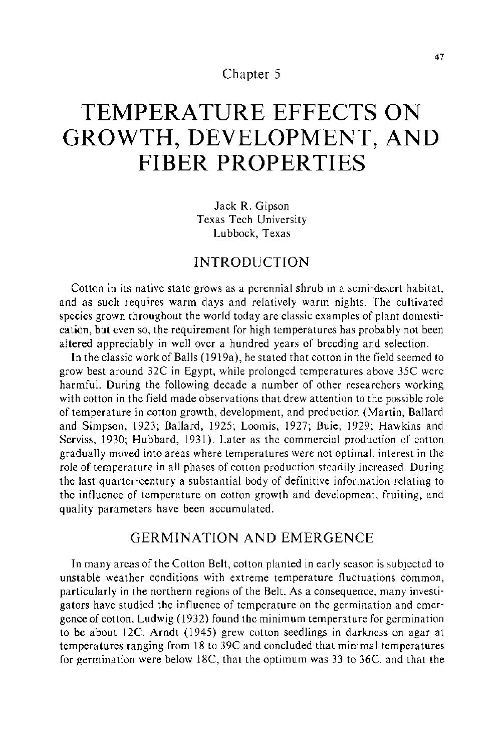Chapter 5

# TEMPERATURE EFFECTS ON GROWTH, DEVELOPMENT, AND FIBER PROPERTIES

Jack R. Gipson
Texas Tech University
Lubbock, Texas

## INTRODUCTION

Cotton in its native state grows as a perennial shrub in a semi-desert habitat, and as such requires warm days and relatively warm nights. The cultivated species grown throughout the world today are classic examples of plant domestication, but even so, the requirement for high temperatures has probably not been altered appreciably in well over a hundred years of breeding and selection.

In the classic work of Balls (1919a), he stated that cotton in the field seemed to grow best around 32C in Egypt, while prolonged temperatures above 35C were harmful. During the following decade a number of other researchers working with cotton in the field made observations that drew attention to the possible role of temperature in cotton growth, development, and production (Martin, Ballard and Simpson, 1923; Ballard, 1925; Loomis, 1927; Buie, 1929; Hawkins and Serviss, 1930; Hubbard, 1931). Later as the commercial production of cotton gradually moved into areas where temperatures were not optimal, interest in the role of temperature in all phases of cotton production steadily increased. During the last quarter-century a substantial body of definitive information relating to the influence of temperature on cotton growth and development, fruiting, and quality parameters have been accumulated.

## GERMINATION AND EMERGENCE

In many areas of the Cotton Belt, cotton planted in early season is subjected to unstable weather conditions with extreme temperature fluctuations common, particularly in the northern regions of the Belt. As a consequence, many investigators have studied the influence of temperature on the germination and emergence of cotton. Ludwig (1932) found the minimum temperature for germination to be about 12C. Arndt (1945) grew cotton seedlings in darkness on agar at temperatures ranging from 18 to 39C and concluded that minimal temperatures for germination were below 18C, that the optimum was 33 to 36C, and that the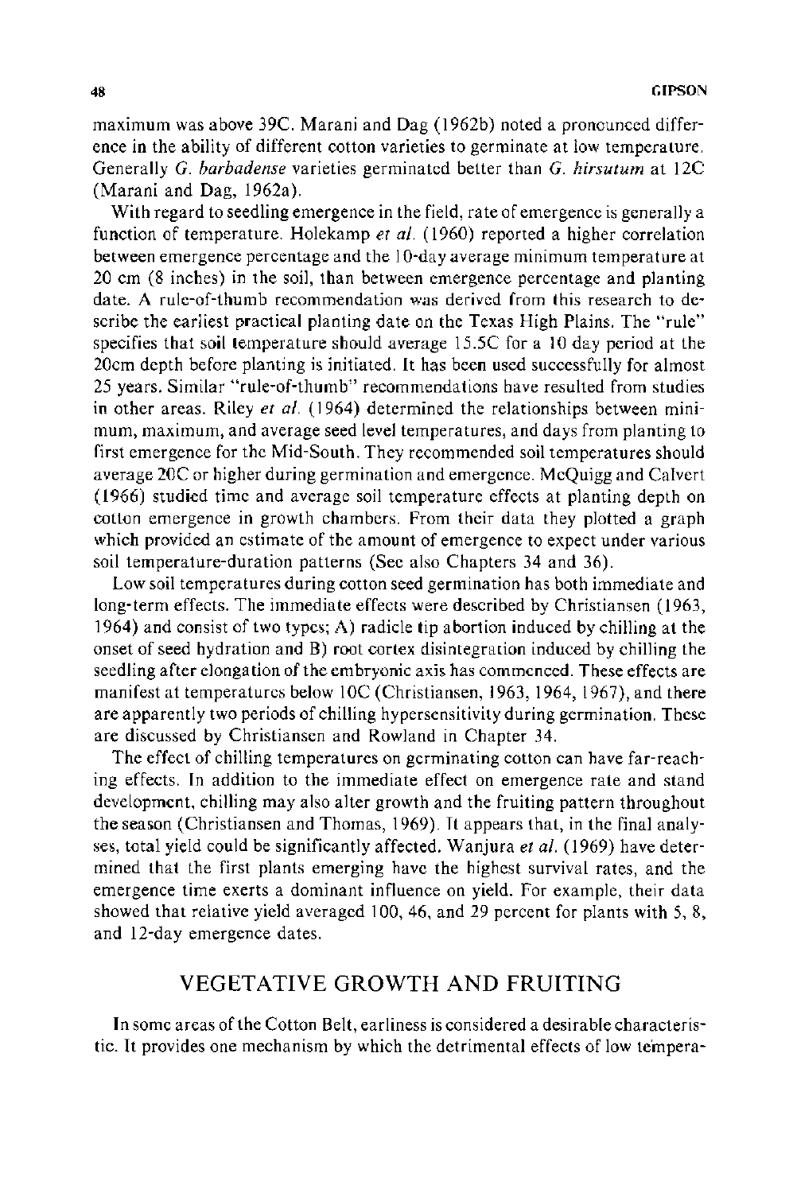maximum was above 39C. Marani and Dag (1962b) noted a pronounced difference in the ability of different cotton varieties to germinate at low temperature. Generally *G. barbadense* varieties germinated better than *G. hirsutum* at 12C (Marani and Dag, 1962a).

With regard to seedling emergence in the field, rate of emergence is generally a function of temperature. Holekamp *et al.* (1960) reported a higher correlation between emergence percentage and the 10-day average minimum temperature at 20 cm (8 inches) in the soil, than between emergence percentage and planting date. A rule-of-thumb recommendation was derived from this research to describe the earliest practical planting date on the Texas High Plains. The "rule" specifies that soil temperature should average 15.5C for a 10 day period at the 20cm depth before planting is initiated. It has been used successfully for almost 25 years. Similar "rule-of-thumb" recommendations have resulted from studies in other areas. Riley *et al.* (1964) determined the relationships between minimum, maximum, and average seed level temperatures, and days from planting to first emergence for the Mid-South. They recommended soil temperatures should average 20C or higher during germination and emergence. McQuigg and Calvert (1966) studied time and average soil temperature effects at planting depth on cotton emergence in growth chambers. From their data they plotted a graph which provided an estimate of the amount of emergence to expect under various soil temperature-duration patterns (See also Chapters 34 and 36).

Low soil temperatures during cotton seed germination has both immediate and long-term effects. The immediate effects were described by Christiansen (1963, 1964) and consist of two types; A) radicle tip abortion induced by chilling at the onset of seed hydration and B) root cortex disintegration induced by chilling the seedling after elongation of the embryonic axis has commenced. These effects are manifest at temperatures below 10C (Christiansen, 1963, 1964, 1967), and there are apparently two periods of chilling hypersensitivity during germination. These are discussed by Christiansen and Rowland in Chapter 34.

The effect of chilling temperatures on germinating cotton can have far-reaching effects. In addition to the immediate effect on emergence rate and stand development, chilling may also alter growth and the fruiting pattern throughout the season (Christiansen and Thomas, 1969). It appears that, in the final analyses, total yield could be significantly affected. Wanjura *et al.* (1969) have determined that the first plants emerging have the highest survival rates, and the emergence time exerts a dominant influence on yield. For example, their data showed that relative yield averaged 100, 46, and 29 percent for plants with 5, 8, and 12-day emergence dates.

## VEGETATIVE GROWTH AND FRUITING

In some areas of the Cotton Belt, earliness is considered a desirable characteristic. It provides one mechanism by which the detrimental effects of low tempera-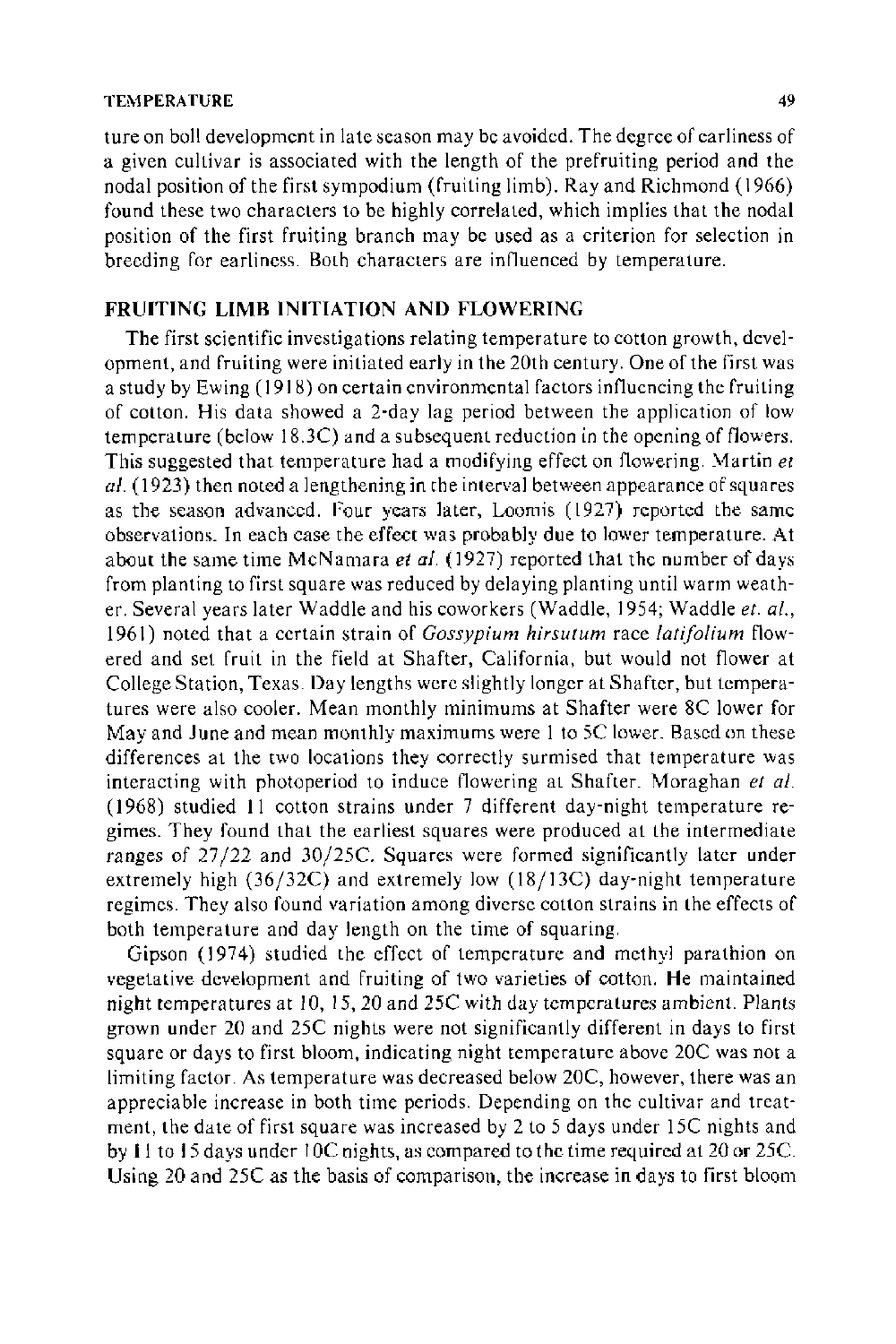ture on boll development in late season may be avoided. The degree of earliness of a given cultivar is associated with the length of the prefruiting period and the nodal position of the first sympodium (fruiting limb). Ray and Richmond (1966) found these two characters to be highly correlated, which implies that the nodal position of the first fruiting branch may be used as a criterion for selection in breeding for earliness. Both characters are influenced by temperature.

## FRUITING LIMB INITIATION AND FLOWERING

The first scientific investigations relating temperature to cotton growth, development, and fruiting were initiated early in the 20th century. One of the first was a study by Ewing (1918) on certain environmental factors influencing the fruiting of cotton. His data showed a 2-day lag period between the application of low temperature (below 18.3C) and a subsequent reduction in the opening of flowers. This suggested that temperature had a modifying effect on flowering. Martin *et al.* (1923) then noted a lengthening in the interval between appearance of squares as the season advanced. Four years later, Loomis (1927) reported the same observations. In each case the effect was probably due to lower temperature. At about the same time McNamara *et al.* (1927) reported that the number of days from planting to first square was reduced by delaying planting until warm weather. Several years later Waddle and his coworkers (Waddle, 1954; Waddle *et. al.*, 1961) noted that a certain strain of *Gossypium hirsutum* race *latifolium* flowered and set fruit in the field at Shafter, California, but would not flower at College Station, Texas. Day lengths were slightly longer at Shafter, but temperatures were also cooler. Mean monthly minimums at Shafter were 8C lower for May and June and mean monthly maximums were 1 to 5C lower. Based on these differences at the two locations they correctly surmised that temperature was interacting with photoperiod to induce flowering at Shafter. Moraghan *et al.* (1968) studied 11 cotton strains under 7 different day-night temperature regimes. They found that the earliest squares were produced at the intermediate ranges of 27/22 and 30/25C. Squares were formed significantly later under extremely high (36/32C) and extremely low (18/13C) day-night temperature regimes. They also found variation among diverse cotton strains in the effects of both temperature and day length on the time of squaring.

Gipson (1974) studied the effect of temperature and methyl parathion on vegetative development and fruiting of two varieties of cotton. He maintained night temperatures at 10, 15, 20 and 25C with day temperatures ambient. Plants grown under 20 and 25C nights were not significantly different in days to first square or days to first bloom, indicating night temperature above 20C was not a limiting factor. As temperature was decreased below 20C, however, there was an appreciable increase in both time periods. Depending on the cultivar and treatment, the date of first square was increased by 2 to 5 days under 15C nights and by 11 to 15 days under 10C nights, as compared to the time required at 20 or 25C. Using 20 and 25C as the basis of comparison, the increase in days to first bloom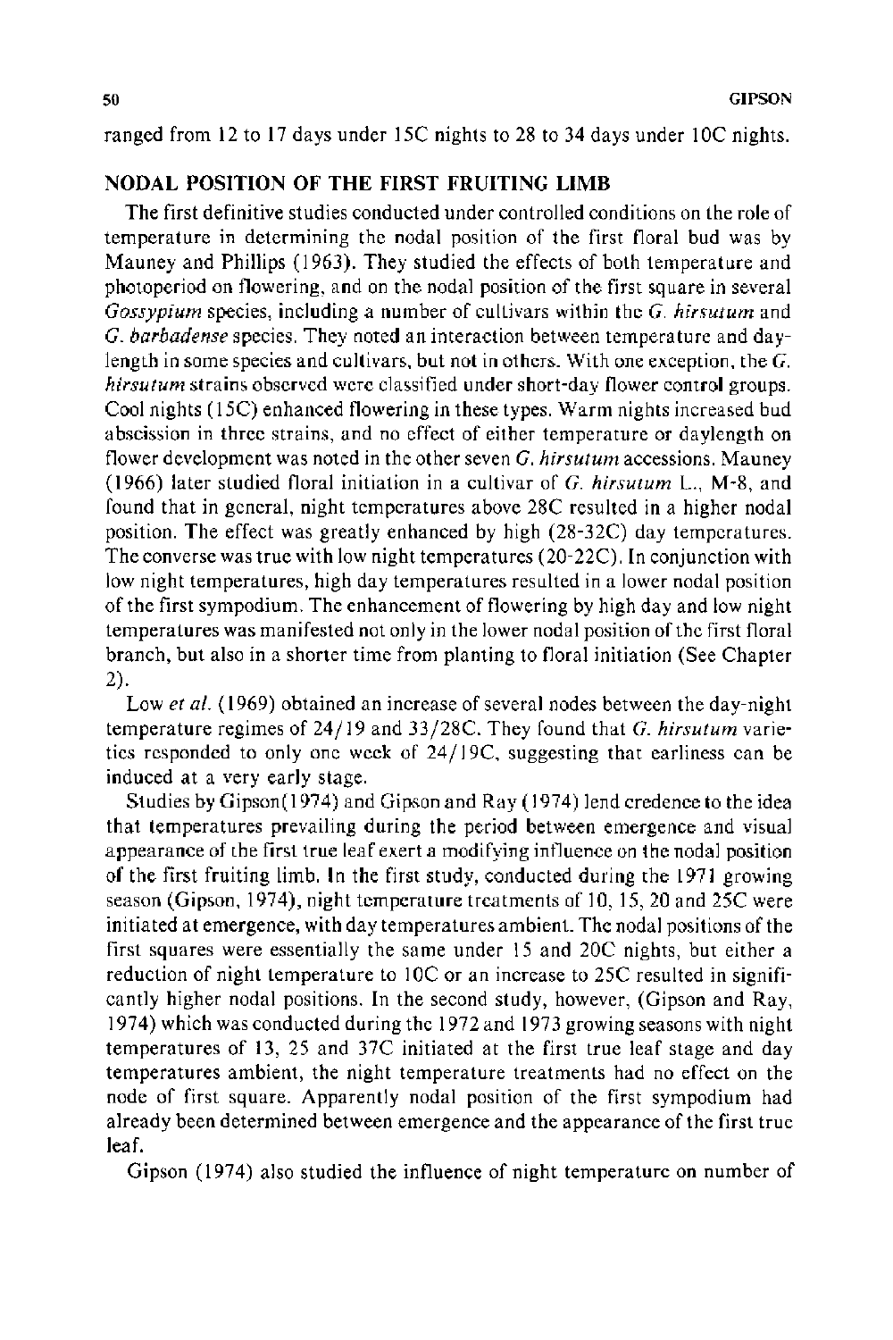ranged from 12 to 17 days under 15C nights to 28 to 34 days under 10C nights.

## NODAL POSITION OF THE FIRST FRUITING LIMB

The first definitive studies conducted under controlled conditions on the role of temperature in determining the nodal position of the first floral bud was by Mauney and Phillips (1963). They studied the effects of both temperature and photoperiod on flowering, and on the nodal position of the first square in several *Gossypium* species, including a number of cultivars within the *G. hirsutum* and *G. barbadense* species. They noted an interaction between temperature and daylength in some species and cultivars, but not in others. With one exception, the *G. hirsutum* strains observed were classified under short-day flower control groups. Cool nights (15C) enhanced flowering in these types. Warm nights increased bud abscission in three strains, and no effect of either temperature or daylength on flower development was noted in the other seven *G. hirsutum* accessions. Mauney (1966) later studied floral initiation in a cultivar of *G. hirsutum* L., M-8, and found that in general, night temperatures above 28C resulted in a higher nodal position. The effect was greatly enhanced by high (28-32C) day temperatures. The converse was true with low night temperatures (20-22C). In conjunction with low night temperatures, high day temperatures resulted in a lower nodal position of the first sympodium. The enhancement of flowering by high day and low night temperatures was manifested not only in the lower nodal position of the first floral branch, but also in a shorter time from planting to floral initiation (See Chapter 2).

Low *et al.* (1969) obtained an increase of several nodes between the day-night temperature regimes of 24/19 and 33/28C. They found that *G. hirsutum* varieties responded to only one week of 24/19C, suggesting that earliness can be induced at a very early stage.

Studies by Gipson(1974) and Gipson and Ray (1974) lend credence to the idea that temperatures prevailing during the period between emergence and visual appearance of the first true leaf exert a modifying influence on the nodal position of the first fruiting limb. In the first study, conducted during the 1971 growing season (Gipson, 1974), night temperature treatments of 10, 15, 20 and 25C were initiated at emergence, with day temperatures ambient. The nodal positions of the first squares were essentially the same under 15 and 20C nights, but either a reduction of night temperature to 10C or an increase to 25C resulted in significantly higher nodal positions. In the second study, however, (Gipson and Ray, 1974) which was conducted during the 1972 and 1973 growing seasons with night temperatures of 13, 25 and 37C initiated at the first true leaf stage and day temperatures ambient, the night temperature treatments had no effect on the node of first square. Apparently nodal position of the first sympodium had already been determined between emergence and the appearance of the first true leaf.

Gipson (1974) also studied the influence of night temperature on number of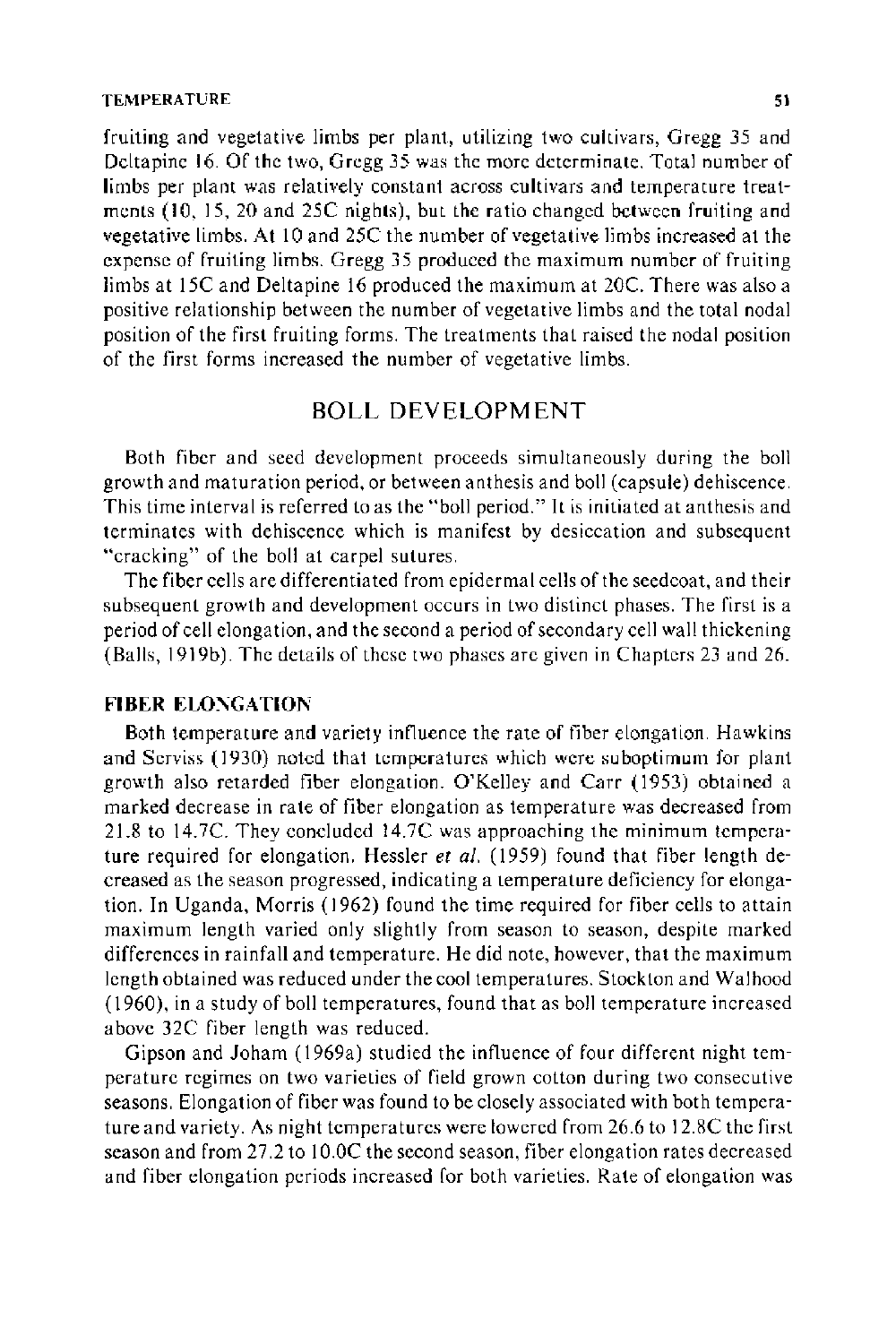fruiting and vegetative limbs per plant, utilizing two cultivars, Gregg 35 and Deltapine 16. Of the two, Gregg 35 was the more determinate. Total number of limbs per plant was relatively constant across cultivars and temperature treatments (10, 15, 20 and 25C nights), but the ratio changed between fruiting and vegetative limbs. At 10 and 25C the number of vegetative limbs increased at the expense of fruiting limbs. Gregg 35 produced the maximum number of fruiting limbs at 15C and Deltapine 16 produced the maximum at 20C. There was also a positive relationship between the number of vegetative limbs and the total nodal position of the first fruiting forms. The treatments that raised the nodal position of the first forms increased the number of vegetative limbs.

## BOLL DEVELOPMENT

Both fiber and seed development proceeds simultaneously during the boll growth and maturation period, or between anthesis and boll (capsule) dehiscence. This time interval is referred to as the "boll period." It is initiated at anthesis and terminates with dehiscence which is manifest by desiccation and subsequent "cracking" of the boll at carpel sutures.

The fiber cells are differentiated from epidermal cells of the seedcoat, and their subsequent growth and development occurs in two distinct phases. The first is a period of cell elongation, and the second a period of secondary cell wall thickening (Balls, 1919b). The details of these two phases are given in Chapters 23 and 26.

### FIBER ELONGATION

Both temperature and variety influence the rate of fiber elongation. Hawkins and Serviss (1930) noted that temperatures which were suboptimum for plant growth also retarded fiber elongation. O'Kelley and Carr (1953) obtained a marked decrease in rate of fiber elongation as temperature was decreased from 21.8 to 14.7C. They concluded 14.7C was approaching the minimum temperature required for elongation. Hessler *et al.* (1959) found that fiber length decreased as the season progressed, indicating a temperature deficiency for elongation. In Uganda, Morris (1962) found the time required for fiber cells to attain maximum length varied only slightly from season to season, despite marked differences in rainfall and temperature. He did note, however, that the maximum length obtained was reduced under the cool temperatures. Stockton and Walhood (1960), in a study of boll temperatures, found that as boll temperature increased above 32C fiber length was reduced.

Gipson and Joham (1969a) studied the influence of four different night temperature regimes on two varieties of field grown cotton during two consecutive seasons. Elongation of fiber was found to be closely associated with both temperature and variety. As night temperatures were lowered from 26.6 to 12.8C the first season and from 27.2 to 10.0C the second season, fiber elongation rates decreased and fiber elongation periods increased for both varieties. Rate of elongation was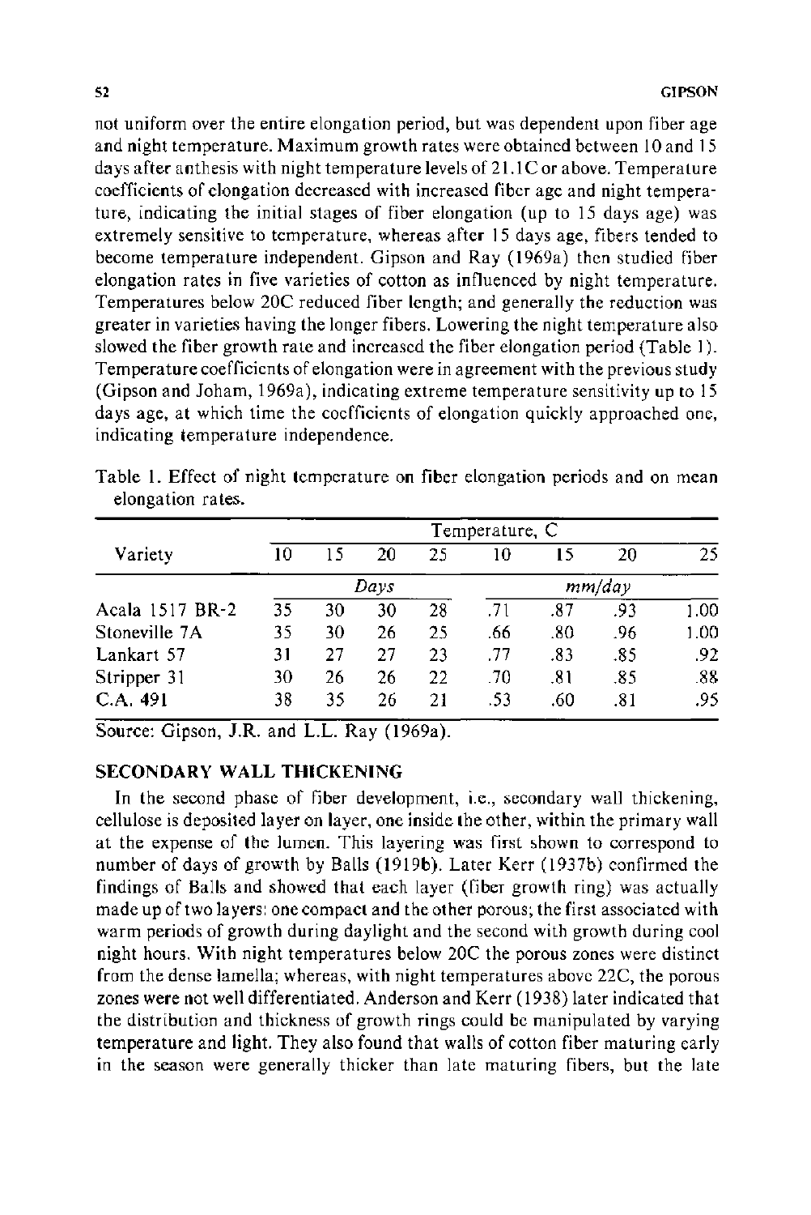not uniform over the entire elongation period, but was dependent upon fiber age and night temperature. Maximum growth rates were obtained between 10 and 15 days after anthesis with night temperature levels of 21.1C or above. Temperature coefficients of elongation decreased with increased fiber age and night temperature, indicating the initial stages of fiber elongation (up to 15 days age) was extremely sensitive to temperature, whereas after 15 days age, fibers tended to become temperature independent. Gipson and Ray (1969a) then studied fiber elongation rates in five varieties of cotton as influenced by night temperature. Temperatures below 20C reduced fiber length; and generally the reduction was greater in varieties having the longer fibers. Lowering the night temperature also slowed the fiber growth rate and increased the fiber elongation period (Table 1). Temperature coefficients of elongation were in agreement with the previous study (Gipson and Joham, 1969a), indicating extreme temperature sensitivity up to 15 days age, at which time the coefficients of elongation quickly approached one, indicating temperature independence.

Table 1. Effect of night temperature on fiber elongation periods and on mean elongation rates.

| Variety | Temperature, C | | | | | | | |
|---|---|---|---|---|---|---|---|---|
| | 10 | 15 | 20 | 25 | 10 | 15 | 20 | 25 |
| | *Days* | | | | *mm/day* | | | |
| Acala 1517 BR-2 | 35 | 30 | 30 | 28 | .71 | .87 | .93 | 1.00 |
| Stoneville 7A | 35 | 30 | 26 | 25 | .66 | .80 | .96 | 1.00 |
| Lankart 57 | 31 | 27 | 27 | 23 | .77 | .83 | .85 | .92 |
| Stripper 31 | 30 | 26 | 26 | 22 | .70 | .81 | .85 | .88 |
| C.A. 491 | 38 | 35 | 26 | 21 | .53 | .60 | .81 | .95 |

Source: Gipson, J.R. and L.L. Ray (1969a).

## SECONDARY WALL THICKENING

In the second phase of fiber development, i.e., secondary wall thickening, cellulose is deposited layer on layer, one inside the other, within the primary wall at the expense of the lumen. This layering was first shown to correspond to number of days of growth by Balls (1919b). Later Kerr (1937b) confirmed the findings of Balls and showed that each layer (fiber growth ring) was actually made up of two layers: one compact and the other porous; the first associated with warm periods of growth during daylight and the second with growth during cool night hours. With night temperatures below 20C the porous zones were distinct from the dense lamella; whereas, with night temperatures above 22C, the porous zones were not well differentiated. Anderson and Kerr (1938) later indicated that the distribution and thickness of growth rings could be manipulated by varying temperature and light. They also found that walls of cotton fiber maturing early in the season were generally thicker than late maturing fibers, but the late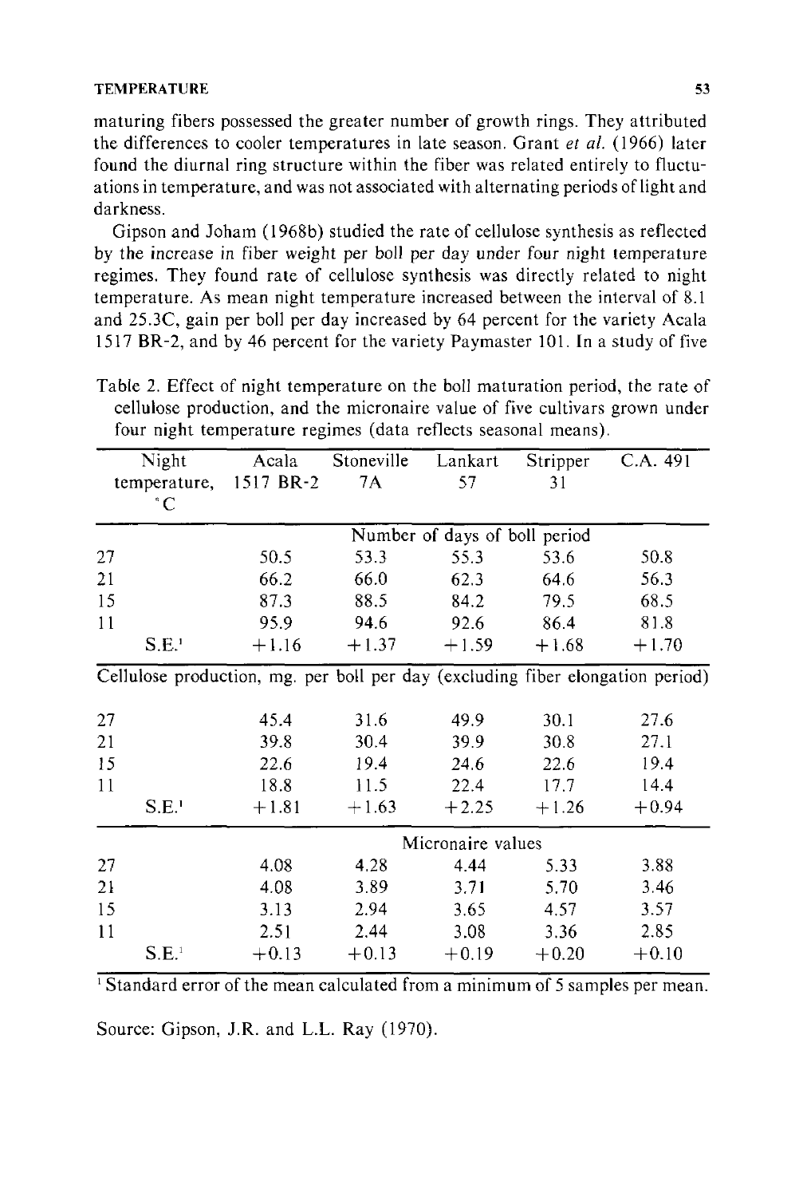maturing fibers possessed the greater number of growth rings. They attributed the differences to cooler temperatures in late season. Grant *et al.* (1966) later found the diurnal ring structure within the fiber was related entirely to fluctuations in temperature, and was not associated with alternating periods of light and darkness.

Gipson and Joham (1968b) studied the rate of cellulose synthesis as reflected by the increase in fiber weight per boll per day under four night temperature regimes. They found rate of cellulose synthesis was directly related to night temperature. As mean night temperature increased between the interval of 8.1 and 25.3C, gain per boll per day increased by 64 percent for the variety Acala 1517 BR-2, and by 46 percent for the variety Paymaster 101. In a study of five

Table 2. Effect of night temperature on the boll maturation period, the rate of cellulose production, and the micronaire value of five cultivars grown under four night temperature regimes (data reflects seasonal means).

| Night temperature, °C | Acala 1517 BR-2 | Stoneville 7A | Lankart 57 | Stripper 31 | C.A. 491 |
|---|---|---|---|---|---|
| | | | Number of days of boll period | | |
| 27 | 50.5 | 53.3 | 55.3 | 53.6 | 50.8 |
| 21 | 66.2 | 66.0 | 62.3 | 64.6 | 56.3 |
| 15 | 87.3 | 88.5 | 84.2 | 79.5 | 68.5 |
| 11 | 95.9 | 94.6 | 92.6 | 86.4 | 81.8 |
| S.E.[1] | +1.16 | +1.37 | +1.59 | +1.68 | +1.70 |
| Cellulose production, mg. per boll per day (excluding fiber elongation period) | | | | | |
| 27 | 45.4 | 31.6 | 49.9 | 30.1 | 27.6 |
| 21 | 39.8 | 30.4 | 39.9 | 30.8 | 27.1 |
| 15 | 22.6 | 19.4 | 24.6 | 22.6 | 19.4 |
| 11 | 18.8 | 11.5 | 22.4 | 17.7 | 14.4 |
| S.E.[1] | +1.81 | +1.63 | +2.25 | +1.26 | +0.94 |
| | | | Micronaire values | | |
| 27 | 4.08 | 4.28 | 4.44 | 5.33 | 3.88 |
| 21 | 4.08 | 3.89 | 3.71 | 5.70 | 3.46 |
| 15 | 3.13 | 2.94 | 3.65 | 4.57 | 3.57 |
| 11 | 2.51 | 2.44 | 3.08 | 3.36 | 2.85 |
| S.E.[1] | +0.13 | +0.13 | +0.19 | +0.20 | +0.10 |

[1] Standard error of the mean calculated from a minimum of 5 samples per mean.

Source: Gipson, J.R. and L.L. Ray (1970).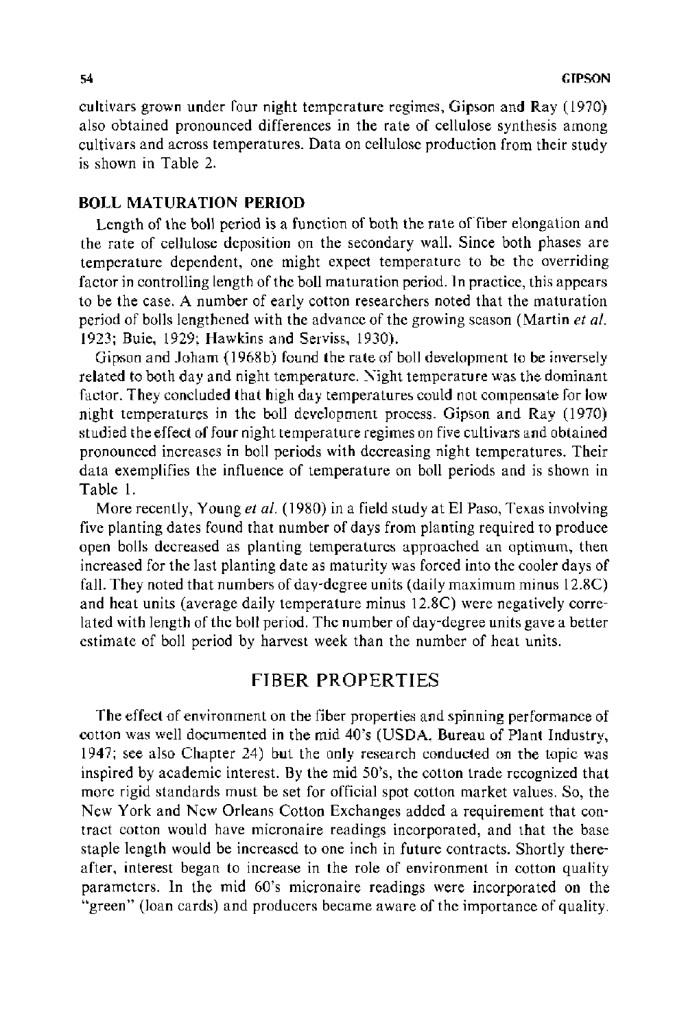cultivars grown under four night temperature regimes, Gipson and Ray (1970) also obtained pronounced differences in the rate of cellulose synthesis among cultivars and across temperatures. Data on cellulose production from their study is shown in Table 2.

### BOLL MATURATION PERIOD

Length of the boll period is a function of both the rate of fiber elongation and the rate of cellulose deposition on the secondary wall. Since both phases are temperature dependent, one might expect temperature to be the overriding factor in controlling length of the boll maturation period. In practice, this appears to be the case. A number of early cotton researchers noted that the maturation period of bolls lengthened with the advance of the growing season (Martin *et al.* 1923; Buie, 1929; Hawkins and Serviss, 1930).

Gipson and Joham (1968b) found the rate of boll development to be inversely related to both day and night temperature. Night temperature was the dominant factor. They concluded that high day temperatures could not compensate for low night temperatures in the boll development process. Gipson and Ray (1970) studied the effect of four night temperature regimes on five cultivars and obtained pronounced increases in boll periods with decreasing night temperatures. Their data exemplifies the influence of temperature on boll periods and is shown in Table 1.

More recently, Young *et al.* (1980) in a field study at El Paso, Texas involving five planting dates found that number of days from planting required to produce open bolls decreased as planting temperatures approached an optimum, then increased for the last planting date as maturity was forced into the cooler days of fall. They noted that numbers of day-degree units (daily maximum minus 12.8C) and heat units (average daily temperature minus 12.8C) were negatively correlated with length of the boll period. The number of day-degree units gave a better estimate of boll period by harvest week than the number of heat units.

## FIBER PROPERTIES

The effect of environment on the fiber properties and spinning performance of cotton was well documented in the mid 40's (USDA, Bureau of Plant Industry, 1947; see also Chapter 24) but the only research conducted on the topic was inspired by academic interest. By the mid 50's, the cotton trade recognized that more rigid standards must be set for official spot cotton market values. So, the New York and New Orleans Cotton Exchanges added a requirement that contract cotton would have micronaire readings incorporated, and that the base staple length would be increased to one inch in future contracts. Shortly thereafter, interest began to increase in the role of environment in cotton quality parameters. In the mid 60's micronaire readings were incorporated on the "green" (loan cards) and producers became aware of the importance of quality.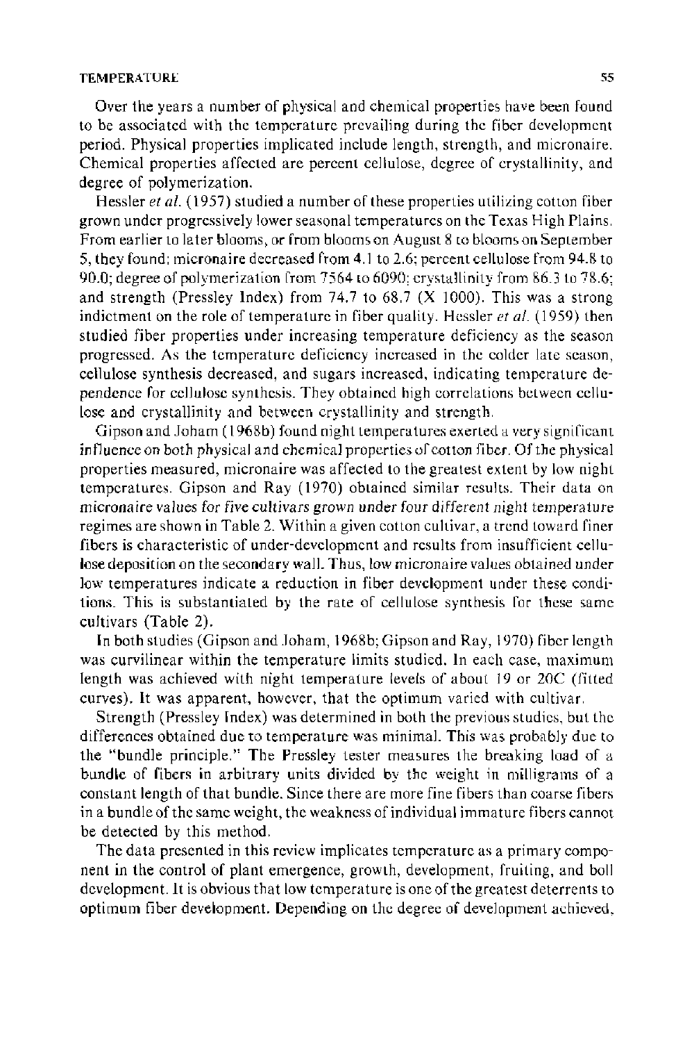Over the years a number of physical and chemical properties have been found to be associated with the temperature prevailing during the fiber development period. Physical properties implicated include length, strength, and micronaire. Chemical properties affected are percent cellulose, degree of crystallinity, and degree of polymerization.

Hessler *et al.* (1957) studied a number of these properties utilizing cotton fiber grown under progressively lower seasonal temperatures on the Texas High Plains. From earlier to later blooms, or from blooms on August 8 to blooms on September 5, they found: micronaire decreased from 4.1 to 2.6; percent cellulose from 94.8 to 90.0; degree of polymerization from 7564 to 6090; crystallinity from 86.3 to 78.6; and strength (Pressley Index) from 74.7 to 68.7 (X 1000). This was a strong indictment on the role of temperature in fiber quality. Hessler *et al.* (1959) then studied fiber properties under increasing temperature deficiency as the season progressed. As the temperature deficiency increased in the colder late season, cellulose synthesis decreased, and sugars increased, indicating temperature dependence for cellulose synthesis. They obtained high correlations between cellulose and crystallinity and between crystallinity and strength.

Gipson and Joham (1968b) found night temperatures exerted a very significant influence on both physical and chemical properties of cotton fiber. Of the physical properties measured, micronaire was affected to the greatest extent by low night temperatures. Gipson and Ray (1970) obtained similar results. Their data on micronaire values for five cultivars grown under four different night temperature regimes are shown in Table 2. Within a given cotton cultivar, a trend toward finer fibers is characteristic of under-development and results from insufficient cellulose deposition on the secondary wall. Thus, low micronaire values obtained under low temperatures indicate a reduction in fiber development under these conditions. This is substantiated by the rate of cellulose synthesis for these same cultivars (Table 2).

In both studies (Gipson and Joham, 1968b; Gipson and Ray, 1970) fiber length was curvilinear within the temperature limits studied. In each case, maximum length was achieved with night temperature levels of about 19 or 20C (fitted curves). It was apparent, however, that the optimum varied with cultivar.

Strength (Pressley Index) was determined in both the previous studies, but the differences obtained due to temperature was minimal. This was probably due to the "bundle principle." The Pressley tester measures the breaking load of a bundle of fibers in arbitrary units divided by the weight in milligrams of a constant length of that bundle. Since there are more fine fibers than coarse fibers in a bundle of the same weight, the weakness of individual immature fibers cannot be detected by this method.

The data presented in this review implicates temperature as a primary component in the control of plant emergence, growth, development, fruiting, and boll development. It is obvious that low temperature is one of the greatest deterrents to optimum fiber development. Depending on the degree of development achieved,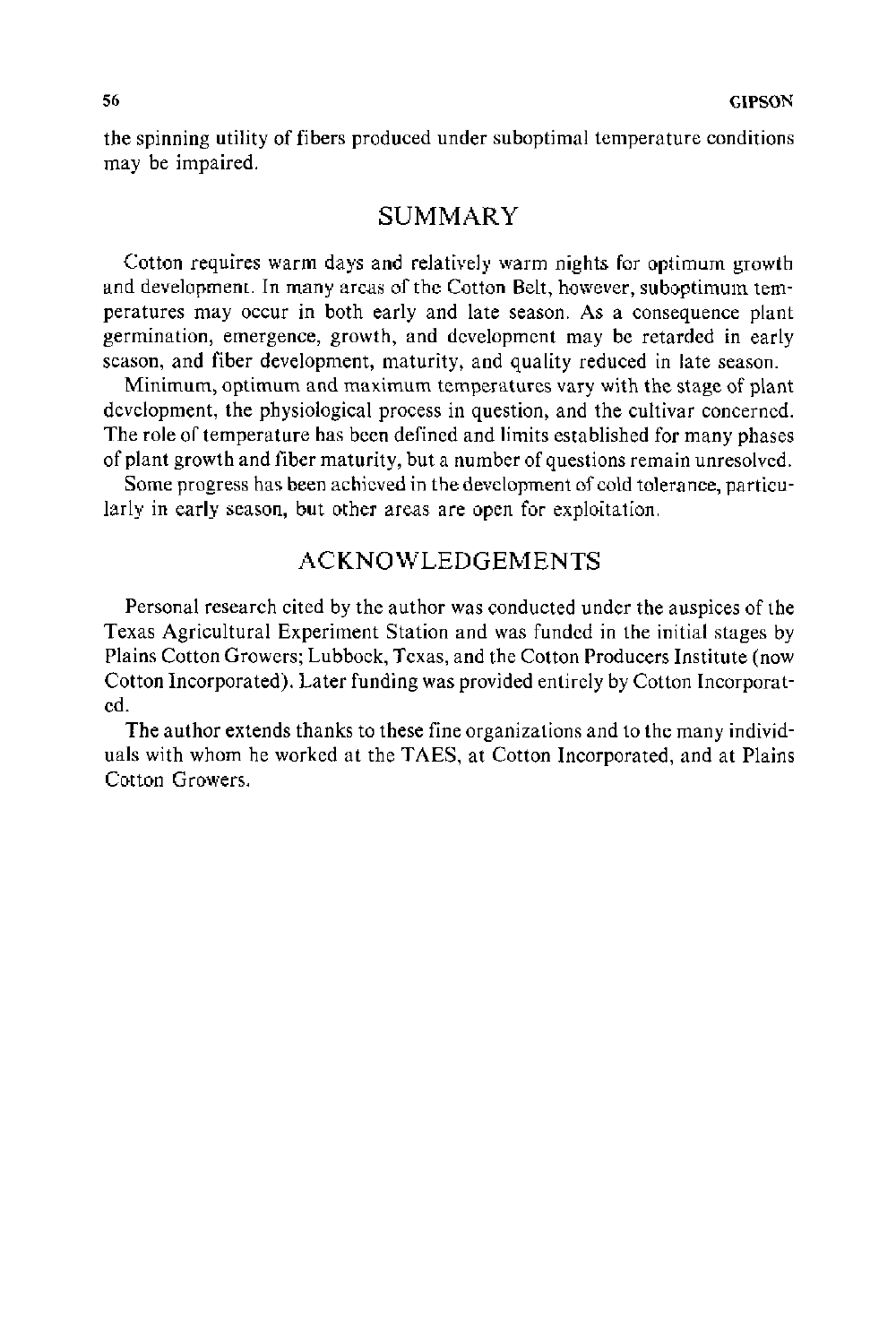the spinning utility of fibers produced under suboptimal temperature conditions may be impaired.

## SUMMARY

Cotton requires warm days and relatively warm nights for optimum growth and development. In many areas of the Cotton Belt, however, suboptimum temperatures may occur in both early and late season. As a consequence plant germination, emergence, growth, and development may be retarded in early season, and fiber development, maturity, and quality reduced in late season.

Minimum, optimum and maximum temperatures vary with the stage of plant development, the physiological process in question, and the cultivar concerned. The role of temperature has been defined and limits established for many phases of plant growth and fiber maturity, but a number of questions remain unresolved.

Some progress has been achieved in the development of cold tolerance, particularly in early season, but other areas are open for exploitation.

## ACKNOWLEDGEMENTS

Personal research cited by the author was conducted under the auspices of the Texas Agricultural Experiment Station and was funded in the initial stages by Plains Cotton Growers; Lubbock, Texas, and the Cotton Producers Institute (now Cotton Incorporated). Later funding was provided entirely by Cotton Incorporated.

The author extends thanks to these fine organizations and to the many individuals with whom he worked at the TAES, at Cotton Incorporated, and at Plains Cotton Growers.